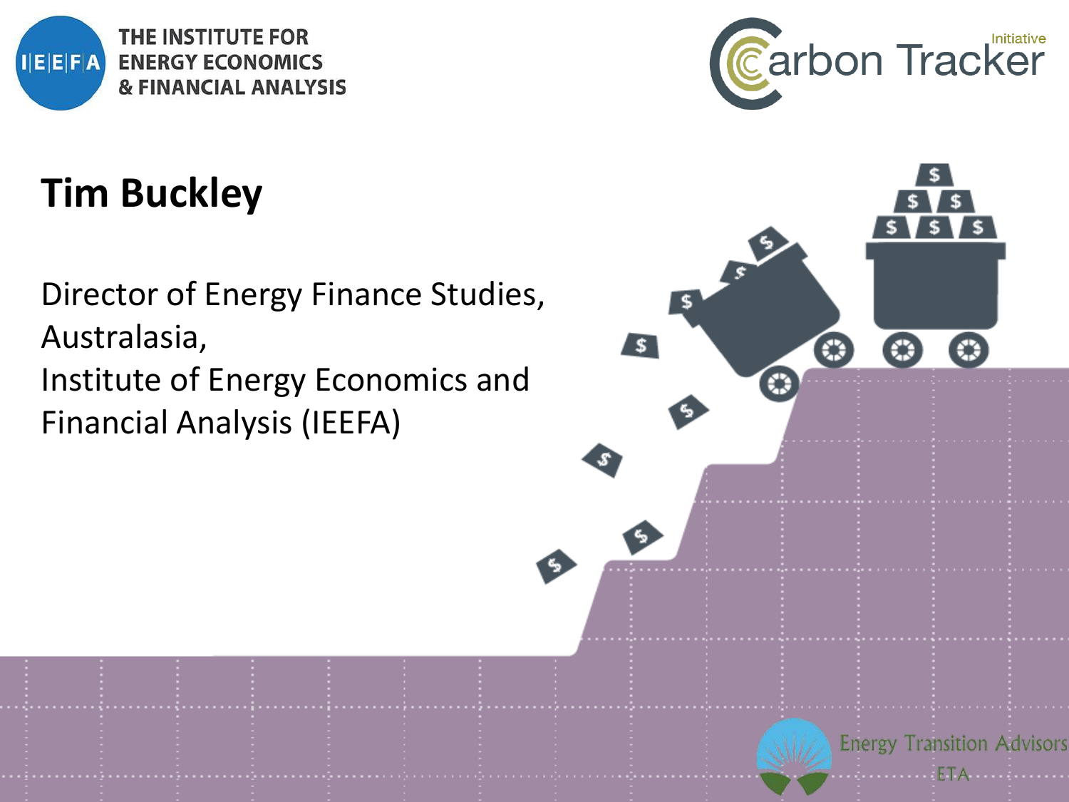THE INSTITUTE FOR ENERGY ECONOMICS & FINANCIAL ANALYSIS

Carbon Tracker Initiative

# Tim Buckley

Director of Energy Finance Studies, Australasia,
Institute of Energy Economics and Financial Analysis (IEEFA)

Energy Transition Advisors
ETA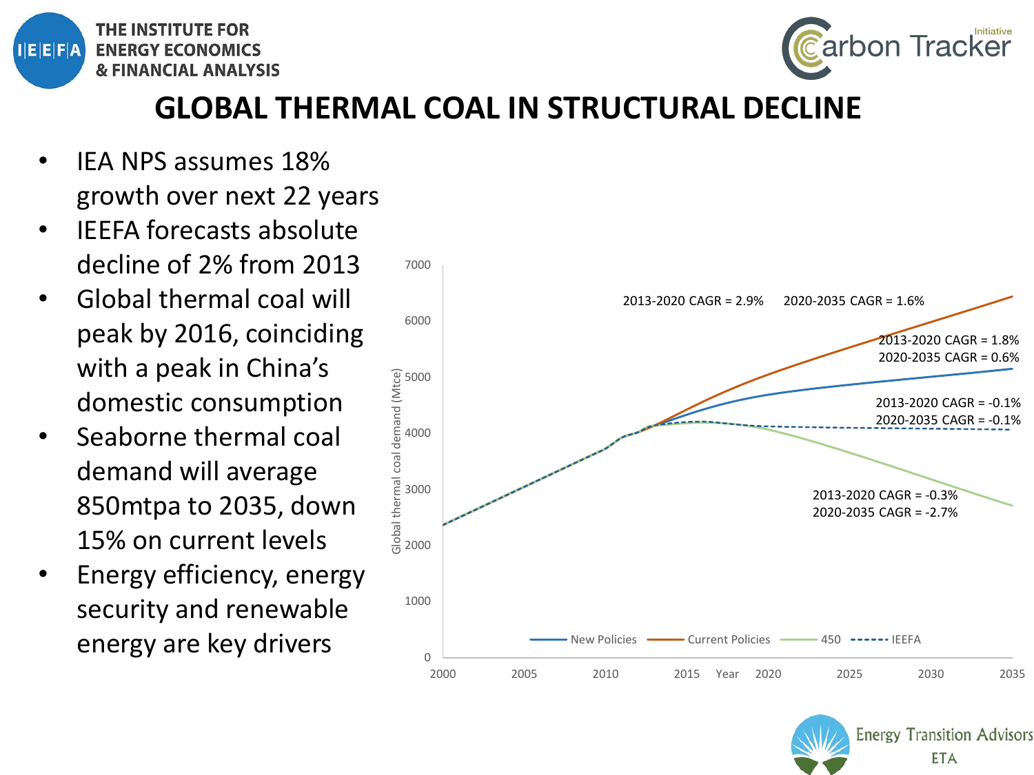# GLOBAL THERMAL COAL IN STRUCTURAL DECLINE

- IEA NPS assumes 18% growth over next 22 years
- IEEFA forecasts absolute decline of 2% from 2013
- Global thermal coal will peak by 2016, coinciding with a peak in China's domestic consumption
- Seaborne thermal coal demand will average 850mtpa to 2035, down 15% on current levels
- Energy efficiency, energy security and renewable energy are key drivers

Global thermal coal demand (Mtce), 2000–2035:

| Scenario | 2013-2020 CAGR | 2020-2035 CAGR |
|---|---|---|
| Current Policies | 2.9% | 1.6% |
| New Policies | 1.8% | 0.6% |
| IEEFA | -0.1% | -0.1% |
| 450 | -0.3% | -2.7% |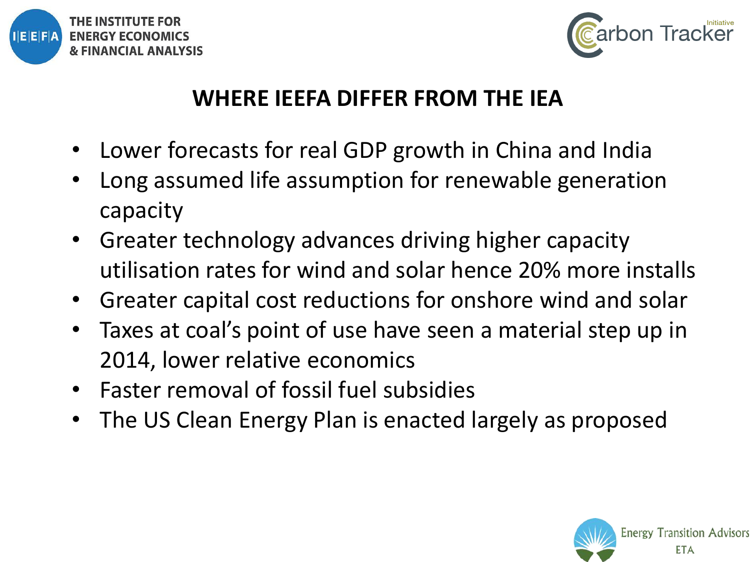## WHERE IEEFA DIFFER FROM THE IEA

- Lower forecasts for real GDP growth in China and India
- Long assumed life assumption for renewable generation capacity
- Greater technology advances driving higher capacity utilisation rates for wind and solar hence 20% more installs
- Greater capital cost reductions for onshore wind and solar
- Taxes at coal's point of use have seen a material step up in 2014, lower relative economics
- Faster removal of fossil fuel subsidies
- The US Clean Energy Plan is enacted largely as proposed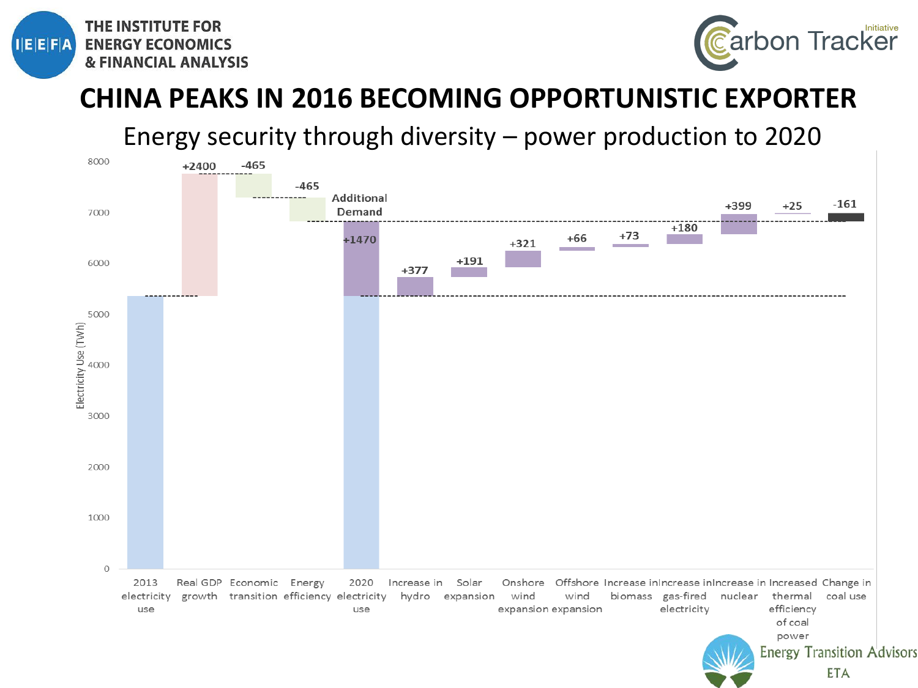# CHINA PEAKS IN 2016 BECOMING OPPORTUNISTIC EXPORTER

## Energy security through diversity – power production to 2020

| Category | Value (TWh) |
| --- | --- |
| 2013 electricity use | ~5350 |
| Real GDP growth | +2400 |
| Economic transition | -465 |
| Energy efficiency | -465 |
| 2020 electricity use | Additional Demand +1470 |
| Increase in hydro | +377 |
| Solar expansion | +191 |
| Onshore wind expansion | +321 |
| Offshore wind expansion | +66 |
| Increase in biomass | +73 |
| Increase in gas-fired electricity | +180 |
| Increase in nuclear | +399 |
| Increased thermal efficiency of coal power | +25 |
| Change in coal use | -161 |

Electricity Use (TWh)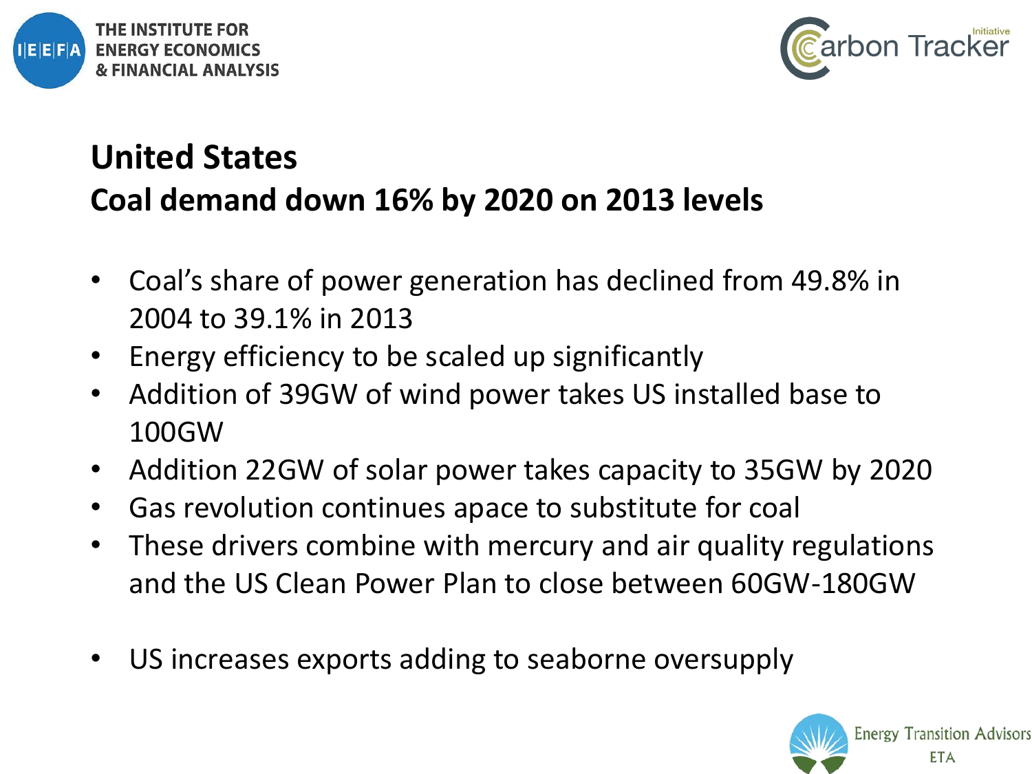## United States
## Coal demand down 16% by 2020 on 2013 levels

- Coal's share of power generation has declined from 49.8% in 2004 to 39.1% in 2013
- Energy efficiency to be scaled up significantly
- Addition of 39GW of wind power takes US installed base to 100GW
- Addition 22GW of solar power takes capacity to 35GW by 2020
- Gas revolution continues apace to substitute for coal
- These drivers combine with mercury and air quality regulations and the US Clean Power Plan to close between 60GW-180GW

- US increases exports adding to seaborne oversupply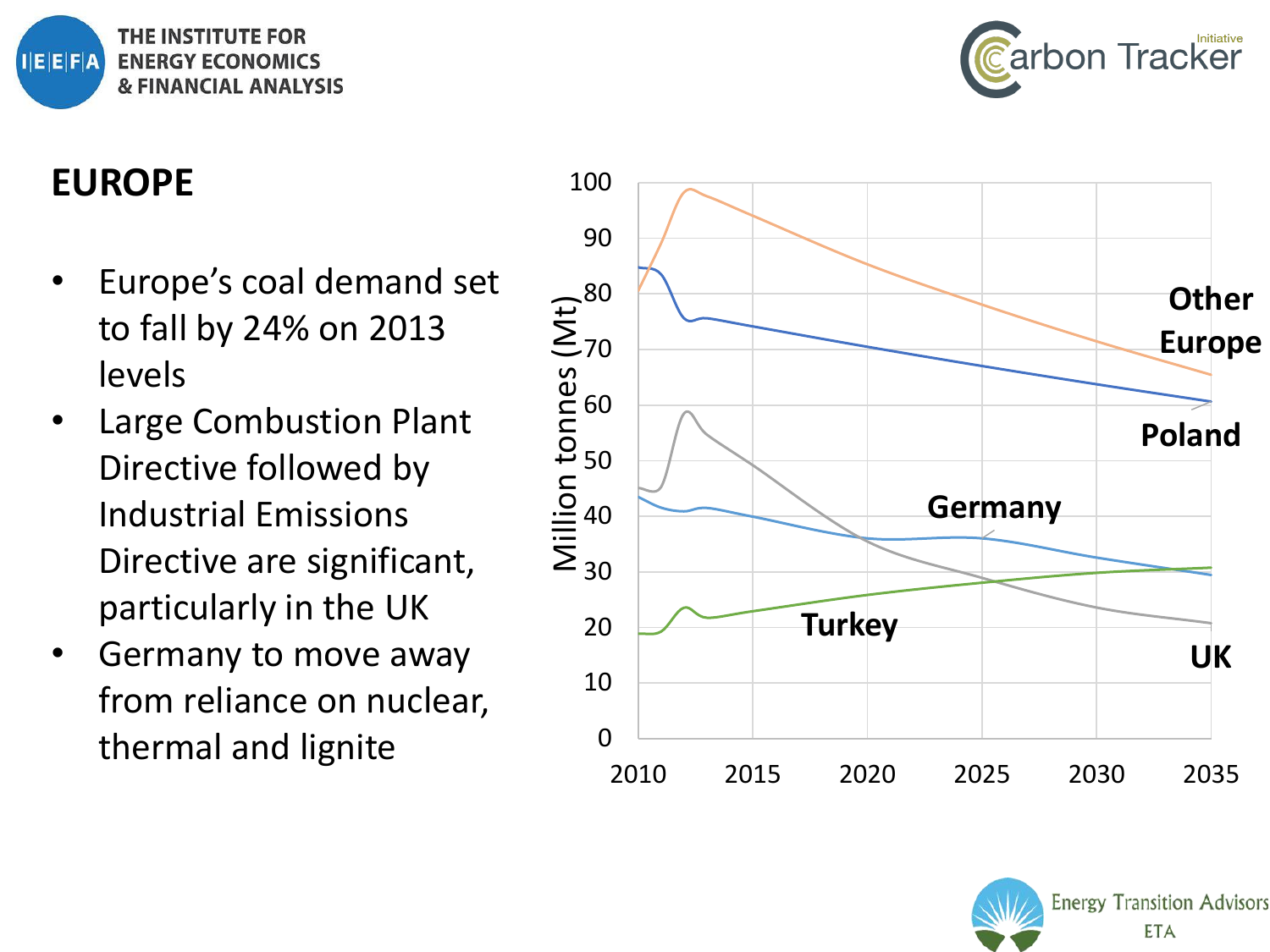# EUROPE

- Europe's coal demand set to fall by 24% on 2013 levels
- Large Combustion Plant Directive followed by Industrial Emissions Directive are significant, particularly in the UK
- Germany to move away from reliance on nuclear, thermal and lignite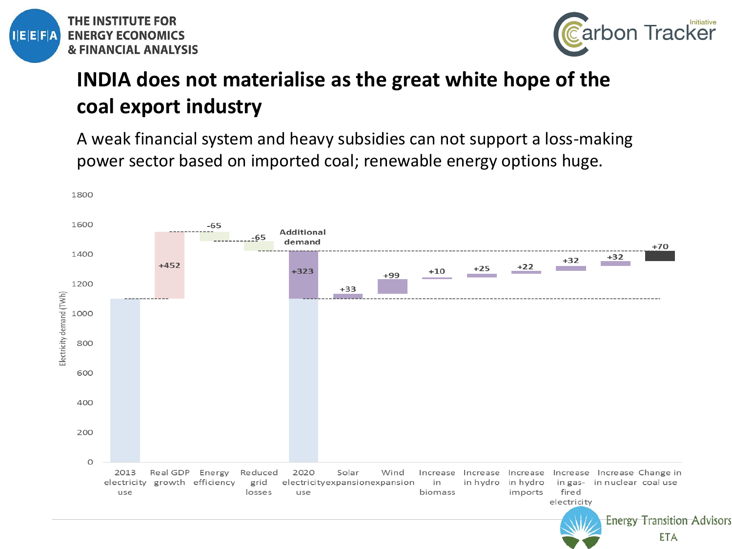# INDIA does not materialise as the great white hope of the coal export industry

A weak financial system and heavy subsidies can not support a loss-making power sector based on imported coal; renewable energy options huge.

| Category | Electricity demand (TWh) |
| --- | --- |
| 2013 electricity use | 1100 |
| Real GDP growth | +452 |
| Energy efficiency | -65 |
| Reduced grid losses | -65 |
| 2020 electricity use (Additional demand) | +323 |
| Solar expansion | +33 |
| Wind expansion | +99 |
| Increase in biomass | +10 |
| Increase in hydro | +25 |
| Increase in hydro imports | +22 |
| Increase in gas-fired electricity | +32 |
| Increase in nuclear | +32 |
| Change in coal use | +70 |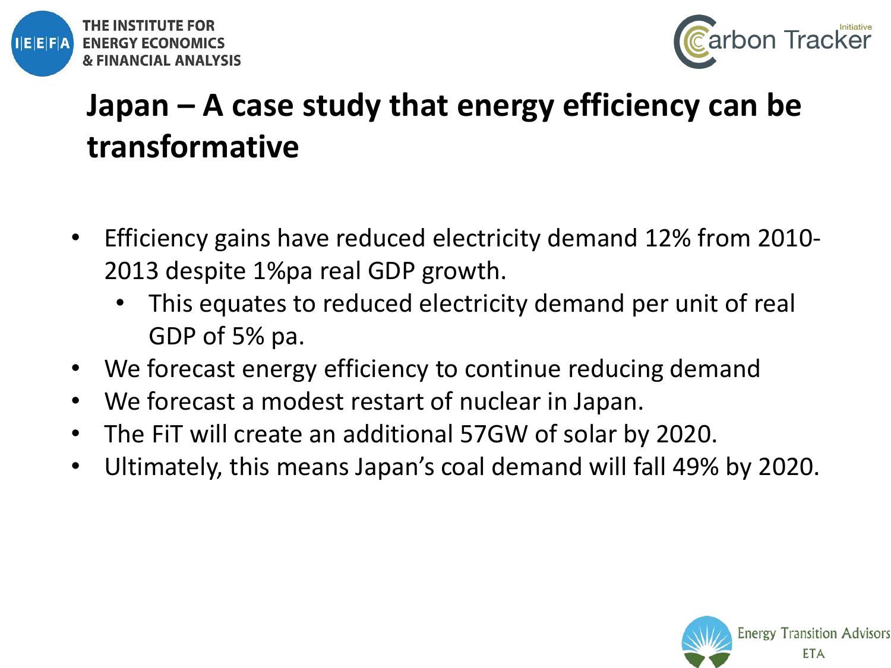# Japan – A case study that energy efficiency can be transformative

- Efficiency gains have reduced electricity demand 12% from 2010-2013 despite 1%pa real GDP growth.
  - This equates to reduced electricity demand per unit of real GDP of 5% pa.
- We forecast energy efficiency to continue reducing demand
- We forecast a modest restart of nuclear in Japan.
- The FiT will create an additional 57GW of solar by 2020.
- Ultimately, this means Japan's coal demand will fall 49% by 2020.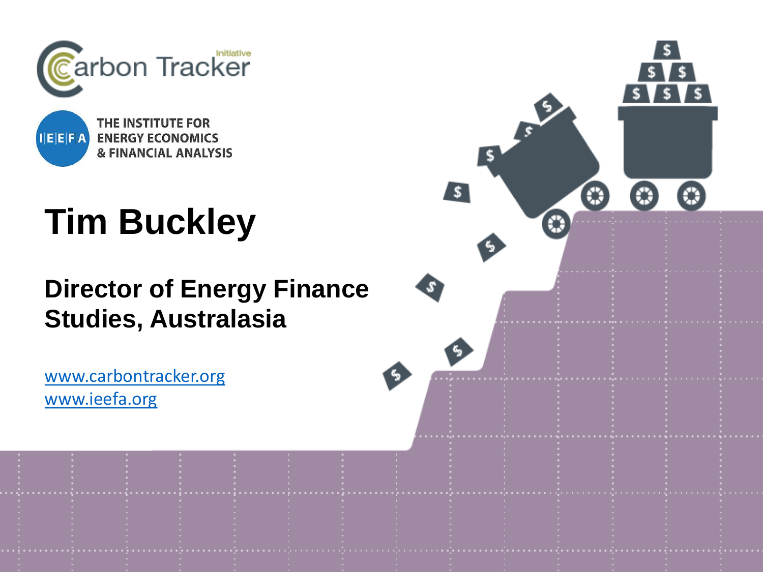Carbon Tracker Initiative

THE INSTITUTE FOR ENERGY ECONOMICS & FINANCIAL ANALYSIS

# Tim Buckley

## Director of Energy Finance Studies, Australasia

www.carbontracker.org
www.ieefa.org